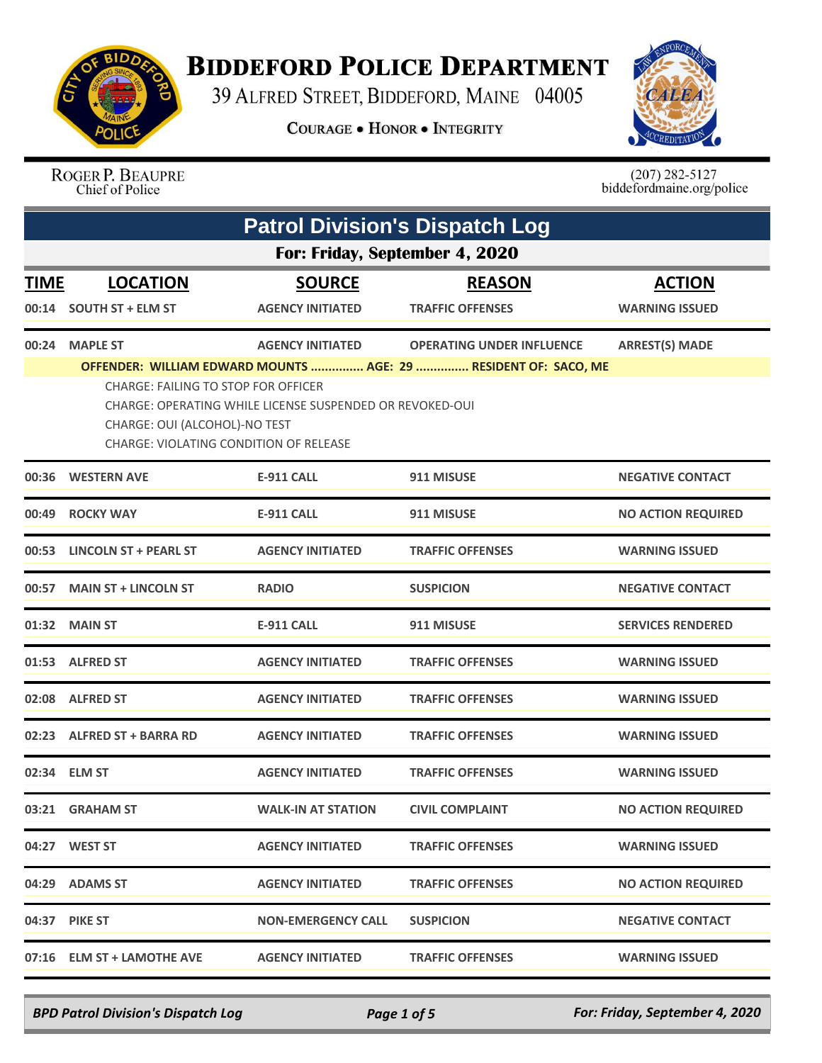# BIDDEFORD POLICE DEPARTMENT

39 ALFRED STREET, BIDDEFORD, MAINE 04005

COURAGE • HONOR • INTEGRITY

ROGER P. BEAUPRE
Chief of Police

(207) 282-5127
biddefordmaine.org/police

## Patrol Division's Dispatch Log

### For: Friday, September 4, 2020

| TIME | LOCATION | SOURCE | REASON | ACTION |
|---|---|---|---|---|
| 00:14 | SOUTH ST + ELM ST | AGENCY INITIATED | TRAFFIC OFFENSES | WARNING ISSUED |
| 00:24 | MAPLE ST | AGENCY INITIATED | OPERATING UNDER INFLUENCE | ARREST(S) MADE |
| | OFFENDER: WILLIAM EDWARD MOUNTS ............... AGE: 29 ............... RESIDENT OF: SACO, ME<br>CHARGE: FAILING TO STOP FOR OFFICER<br>CHARGE: OPERATING WHILE LICENSE SUSPENDED OR REVOKED-OUI<br>CHARGE: OUI (ALCOHOL)-NO TEST<br>CHARGE: VIOLATING CONDITION OF RELEASE | | | |
| 00:36 | WESTERN AVE | E-911 CALL | 911 MISUSE | NEGATIVE CONTACT |
| 00:49 | ROCKY WAY | E-911 CALL | 911 MISUSE | NO ACTION REQUIRED |
| 00:53 | LINCOLN ST + PEARL ST | AGENCY INITIATED | TRAFFIC OFFENSES | WARNING ISSUED |
| 00:57 | MAIN ST + LINCOLN ST | RADIO | SUSPICION | NEGATIVE CONTACT |
| 01:32 | MAIN ST | E-911 CALL | 911 MISUSE | SERVICES RENDERED |
| 01:53 | ALFRED ST | AGENCY INITIATED | TRAFFIC OFFENSES | WARNING ISSUED |
| 02:08 | ALFRED ST | AGENCY INITIATED | TRAFFIC OFFENSES | WARNING ISSUED |
| 02:23 | ALFRED ST + BARRA RD | AGENCY INITIATED | TRAFFIC OFFENSES | WARNING ISSUED |
| 02:34 | ELM ST | AGENCY INITIATED | TRAFFIC OFFENSES | WARNING ISSUED |
| 03:21 | GRAHAM ST | WALK-IN AT STATION | CIVIL COMPLAINT | NO ACTION REQUIRED |
| 04:27 | WEST ST | AGENCY INITIATED | TRAFFIC OFFENSES | WARNING ISSUED |
| 04:29 | ADAMS ST | AGENCY INITIATED | TRAFFIC OFFENSES | NO ACTION REQUIRED |
| 04:37 | PIKE ST | NON-EMERGENCY CALL | SUSPICION | NEGATIVE CONTACT |
| 07:16 | ELM ST + LAMOTHE AVE | AGENCY INITIATED | TRAFFIC OFFENSES | WARNING ISSUED |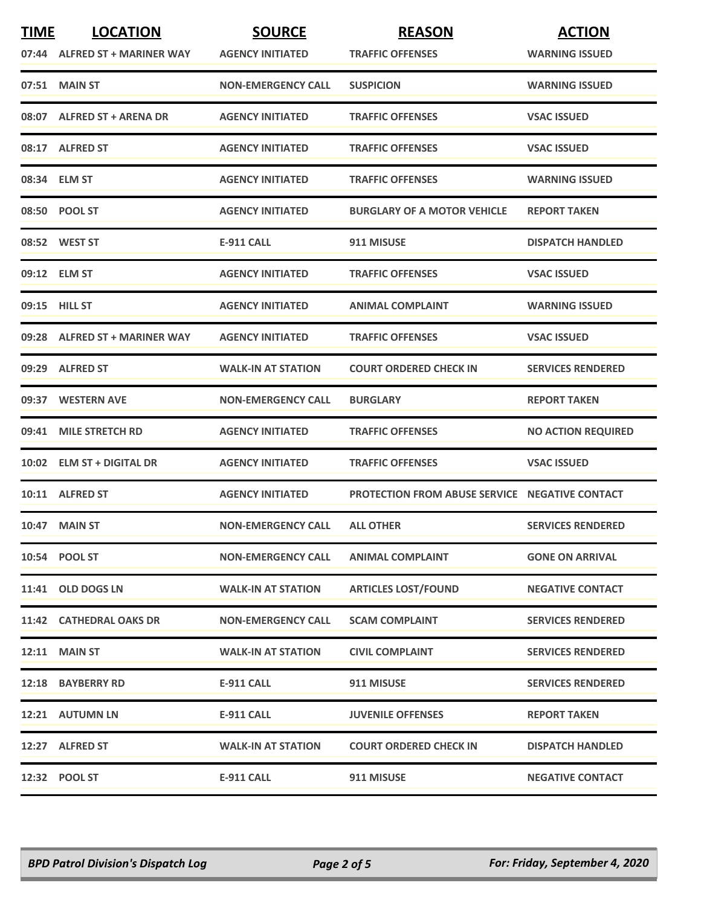| TIME | LOCATION | SOURCE | REASON | ACTION |
|---|---|---|---|---|
| 07:44 | ALFRED ST + MARINER WAY | AGENCY INITIATED | TRAFFIC OFFENSES | WARNING ISSUED |
| 07:51 | MAIN ST | NON-EMERGENCY CALL | SUSPICION | WARNING ISSUED |
| 08:07 | ALFRED ST + ARENA DR | AGENCY INITIATED | TRAFFIC OFFENSES | VSAC ISSUED |
| 08:17 | ALFRED ST | AGENCY INITIATED | TRAFFIC OFFENSES | VSAC ISSUED |
| 08:34 | ELM ST | AGENCY INITIATED | TRAFFIC OFFENSES | WARNING ISSUED |
| 08:50 | POOL ST | AGENCY INITIATED | BURGLARY OF A MOTOR VEHICLE | REPORT TAKEN |
| 08:52 | WEST ST | E-911 CALL | 911 MISUSE | DISPATCH HANDLED |
| 09:12 | ELM ST | AGENCY INITIATED | TRAFFIC OFFENSES | VSAC ISSUED |
| 09:15 | HILL ST | AGENCY INITIATED | ANIMAL COMPLAINT | WARNING ISSUED |
| 09:28 | ALFRED ST + MARINER WAY | AGENCY INITIATED | TRAFFIC OFFENSES | VSAC ISSUED |
| 09:29 | ALFRED ST | WALK-IN AT STATION | COURT ORDERED CHECK IN | SERVICES RENDERED |
| 09:37 | WESTERN AVE | NON-EMERGENCY CALL | BURGLARY | REPORT TAKEN |
| 09:41 | MILE STRETCH RD | AGENCY INITIATED | TRAFFIC OFFENSES | NO ACTION REQUIRED |
| 10:02 | ELM ST + DIGITAL DR | AGENCY INITIATED | TRAFFIC OFFENSES | VSAC ISSUED |
| 10:11 | ALFRED ST | AGENCY INITIATED | PROTECTION FROM ABUSE SERVICE | NEGATIVE CONTACT |
| 10:47 | MAIN ST | NON-EMERGENCY CALL | ALL OTHER | SERVICES RENDERED |
| 10:54 | POOL ST | NON-EMERGENCY CALL | ANIMAL COMPLAINT | GONE ON ARRIVAL |
| 11:41 | OLD DOGS LN | WALK-IN AT STATION | ARTICLES LOST/FOUND | NEGATIVE CONTACT |
| 11:42 | CATHEDRAL OAKS DR | NON-EMERGENCY CALL | SCAM COMPLAINT | SERVICES RENDERED |
| 12:11 | MAIN ST | WALK-IN AT STATION | CIVIL COMPLAINT | SERVICES RENDERED |
| 12:18 | BAYBERRY RD | E-911 CALL | 911 MISUSE | SERVICES RENDERED |
| 12:21 | AUTUMN LN | E-911 CALL | JUVENILE OFFENSES | REPORT TAKEN |
| 12:27 | ALFRED ST | WALK-IN AT STATION | COURT ORDERED CHECK IN | DISPATCH HANDLED |
| 12:32 | POOL ST | E-911 CALL | 911 MISUSE | NEGATIVE CONTACT |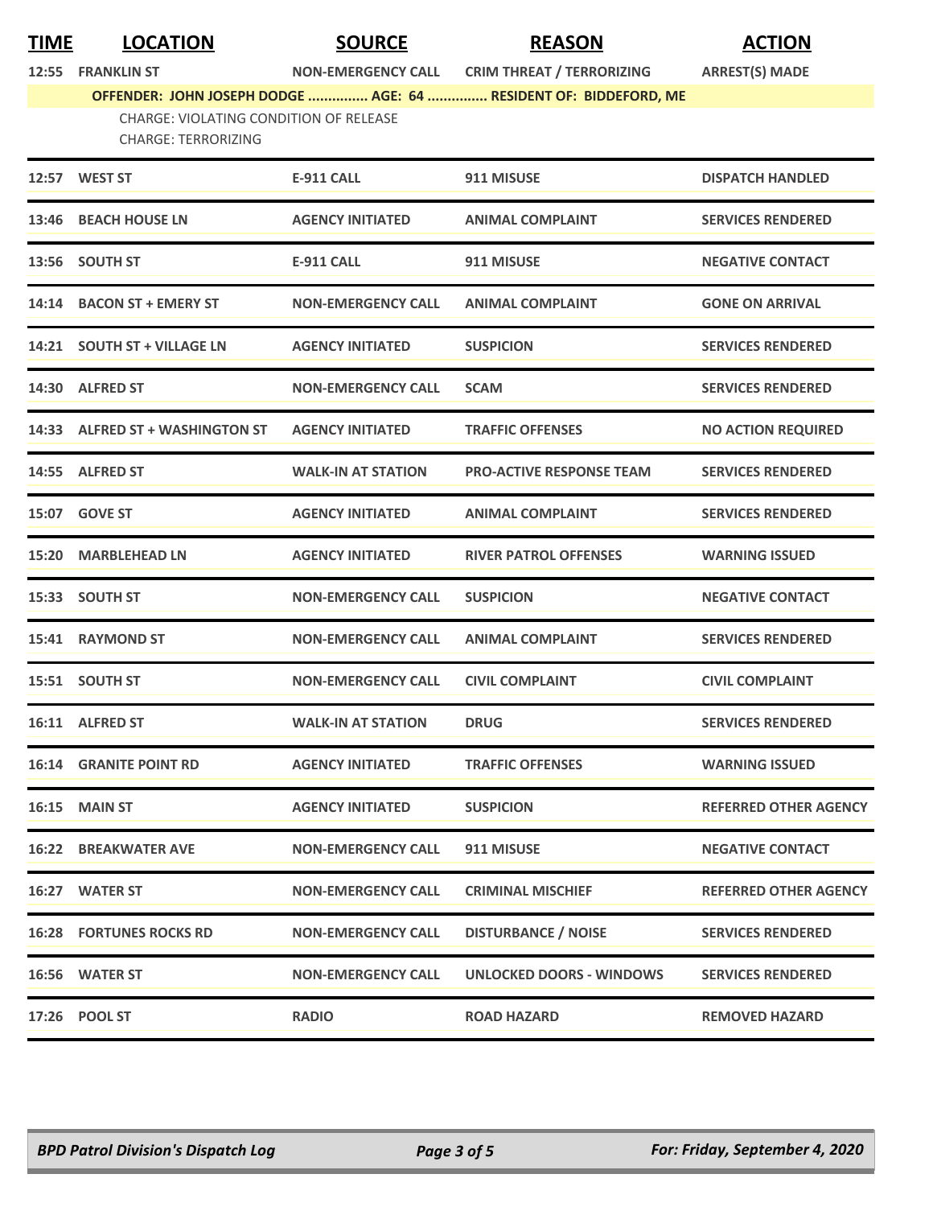| TIME | LOCATION | SOURCE | REASON | ACTION |
|---|---|---|---|---|
| 12:55 | FRANKLIN ST | NON-EMERGENCY CALL | CRIM THREAT / TERRORIZING | ARREST(S) MADE |
| | **OFFENDER: JOHN JOSEPH DODGE ............... AGE: 64 ............... RESIDENT OF: BIDDEFORD, ME** | | | |
| | CHARGE: VIOLATING CONDITION OF RELEASE<br>CHARGE: TERRORIZING | | | |
| 12:57 | WEST ST | E-911 CALL | 911 MISUSE | DISPATCH HANDLED |
| 13:46 | BEACH HOUSE LN | AGENCY INITIATED | ANIMAL COMPLAINT | SERVICES RENDERED |
| 13:56 | SOUTH ST | E-911 CALL | 911 MISUSE | NEGATIVE CONTACT |
| 14:14 | BACON ST + EMERY ST | NON-EMERGENCY CALL | ANIMAL COMPLAINT | GONE ON ARRIVAL |
| 14:21 | SOUTH ST + VILLAGE LN | AGENCY INITIATED | SUSPICION | SERVICES RENDERED |
| 14:30 | ALFRED ST | NON-EMERGENCY CALL | SCAM | SERVICES RENDERED |
| 14:33 | ALFRED ST + WASHINGTON ST | AGENCY INITIATED | TRAFFIC OFFENSES | NO ACTION REQUIRED |
| 14:55 | ALFRED ST | WALK-IN AT STATION | PRO-ACTIVE RESPONSE TEAM | SERVICES RENDERED |
| 15:07 | GOVE ST | AGENCY INITIATED | ANIMAL COMPLAINT | SERVICES RENDERED |
| 15:20 | MARBLEHEAD LN | AGENCY INITIATED | RIVER PATROL OFFENSES | WARNING ISSUED |
| 15:33 | SOUTH ST | NON-EMERGENCY CALL | SUSPICION | NEGATIVE CONTACT |
| 15:41 | RAYMOND ST | NON-EMERGENCY CALL | ANIMAL COMPLAINT | SERVICES RENDERED |
| 15:51 | SOUTH ST | NON-EMERGENCY CALL | CIVIL COMPLAINT | CIVIL COMPLAINT |
| 16:11 | ALFRED ST | WALK-IN AT STATION | DRUG | SERVICES RENDERED |
| 16:14 | GRANITE POINT RD | AGENCY INITIATED | TRAFFIC OFFENSES | WARNING ISSUED |
| 16:15 | MAIN ST | AGENCY INITIATED | SUSPICION | REFERRED OTHER AGENCY |
| 16:22 | BREAKWATER AVE | NON-EMERGENCY CALL | 911 MISUSE | NEGATIVE CONTACT |
| 16:27 | WATER ST | NON-EMERGENCY CALL | CRIMINAL MISCHIEF | REFERRED OTHER AGENCY |
| 16:28 | FORTUNES ROCKS RD | NON-EMERGENCY CALL | DISTURBANCE / NOISE | SERVICES RENDERED |
| 16:56 | WATER ST | NON-EMERGENCY CALL | UNLOCKED DOORS - WINDOWS | SERVICES RENDERED |
| 17:26 | POOL ST | RADIO | ROAD HAZARD | REMOVED HAZARD |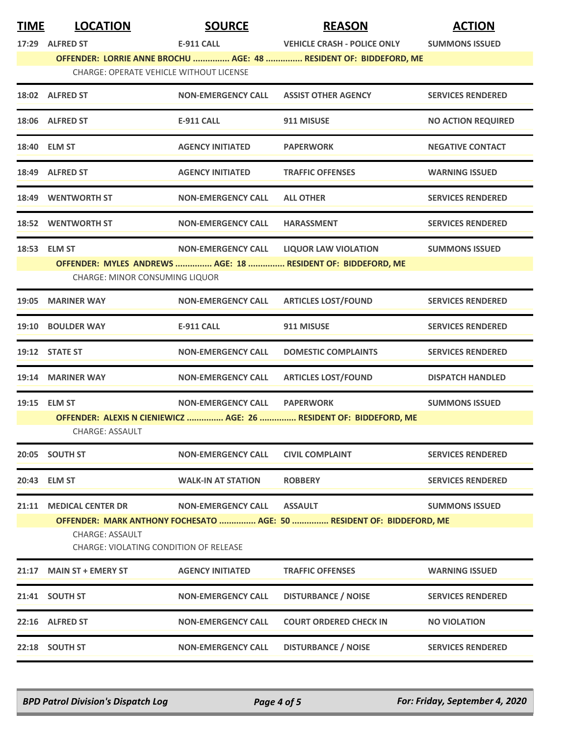| TIME | LOCATION | SOURCE | REASON | ACTION |
|---|---|---|---|---|
| 17:29 | ALFRED ST | E-911 CALL | VEHICLE CRASH - POLICE ONLY | SUMMONS ISSUED |
| | OFFENDER: LORRIE ANNE BROCHU ............... AGE: 48 ............... RESIDENT OF: BIDDEFORD, ME | | | |
| | CHARGE: OPERATE VEHICLE WITHOUT LICENSE | | | |
| 18:02 | ALFRED ST | NON-EMERGENCY CALL | ASSIST OTHER AGENCY | SERVICES RENDERED |
| 18:06 | ALFRED ST | E-911 CALL | 911 MISUSE | NO ACTION REQUIRED |
| 18:40 | ELM ST | AGENCY INITIATED | PAPERWORK | NEGATIVE CONTACT |
| 18:49 | ALFRED ST | AGENCY INITIATED | TRAFFIC OFFENSES | WARNING ISSUED |
| 18:49 | WENTWORTH ST | NON-EMERGENCY CALL | ALL OTHER | SERVICES RENDERED |
| 18:52 | WENTWORTH ST | NON-EMERGENCY CALL | HARASSMENT | SERVICES RENDERED |
| 18:53 | ELM ST | NON-EMERGENCY CALL | LIQUOR LAW VIOLATION | SUMMONS ISSUED |
| | OFFENDER: MYLES ANDREWS ............... AGE: 18 ............... RESIDENT OF: BIDDEFORD, ME | | | |
| | CHARGE: MINOR CONSUMING LIQUOR | | | |
| 19:05 | MARINER WAY | NON-EMERGENCY CALL | ARTICLES LOST/FOUND | SERVICES RENDERED |
| 19:10 | BOULDER WAY | E-911 CALL | 911 MISUSE | SERVICES RENDERED |
| 19:12 | STATE ST | NON-EMERGENCY CALL | DOMESTIC COMPLAINTS | SERVICES RENDERED |
| 19:14 | MARINER WAY | NON-EMERGENCY CALL | ARTICLES LOST/FOUND | DISPATCH HANDLED |
| 19:15 | ELM ST | NON-EMERGENCY CALL | PAPERWORK | SUMMONS ISSUED |
| | OFFENDER: ALEXIS N CIENIEWICZ ............... AGE: 26 ............... RESIDENT OF: BIDDEFORD, ME | | | |
| | CHARGE: ASSAULT | | | |
| 20:05 | SOUTH ST | NON-EMERGENCY CALL | CIVIL COMPLAINT | SERVICES RENDERED |
| 20:43 | ELM ST | WALK-IN AT STATION | ROBBERY | SERVICES RENDERED |
| 21:11 | MEDICAL CENTER DR | NON-EMERGENCY CALL | ASSAULT | SUMMONS ISSUED |
| | OFFENDER: MARK ANTHONY FOCHESATO ............... AGE: 50 ............... RESIDENT OF: BIDDEFORD, ME | | | |
| | CHARGE: ASSAULT<br>CHARGE: VIOLATING CONDITION OF RELEASE | | | |
| 21:17 | MAIN ST + EMERY ST | AGENCY INITIATED | TRAFFIC OFFENSES | WARNING ISSUED |
| 21:41 | SOUTH ST | NON-EMERGENCY CALL | DISTURBANCE / NOISE | SERVICES RENDERED |
| 22:16 | ALFRED ST | NON-EMERGENCY CALL | COURT ORDERED CHECK IN | NO VIOLATION |
| 22:18 | SOUTH ST | NON-EMERGENCY CALL | DISTURBANCE / NOISE | SERVICES RENDERED |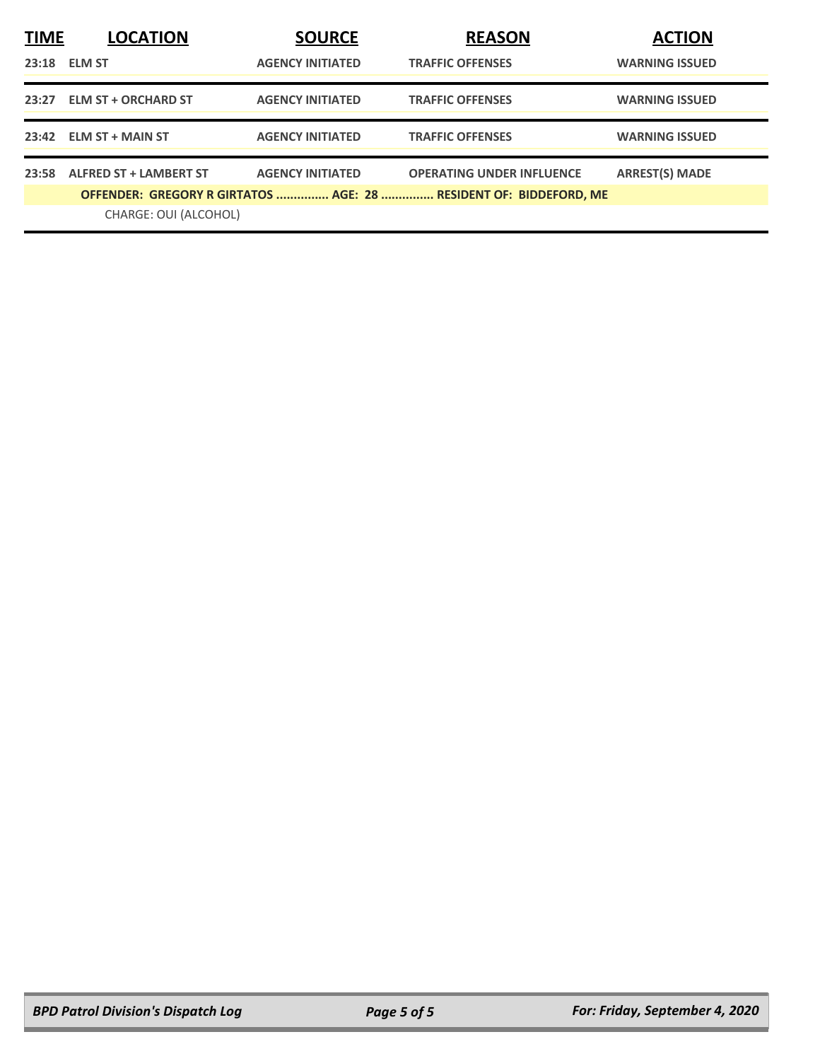| TIME | LOCATION | SOURCE | REASON | ACTION |
|---|---|---|---|---|
| 23:18 | ELM ST | AGENCY INITIATED | TRAFFIC OFFENSES | WARNING ISSUED |
| 23:27 | ELM ST + ORCHARD ST | AGENCY INITIATED | TRAFFIC OFFENSES | WARNING ISSUED |
| 23:42 | ELM ST + MAIN ST | AGENCY INITIATED | TRAFFIC OFFENSES | WARNING ISSUED |
| 23:58 | ALFRED ST + LAMBERT ST | AGENCY INITIATED | OPERATING UNDER INFLUENCE | ARREST(S) MADE |

**OFFENDER: GREGORY R GIRTATOS ............... AGE: 28 ............... RESIDENT OF: BIDDEFORD, ME**

CHARGE: OUI (ALCOHOL)

*BPD Patrol Division's Dispatch Log* — *For: Friday, September 4, 2020*